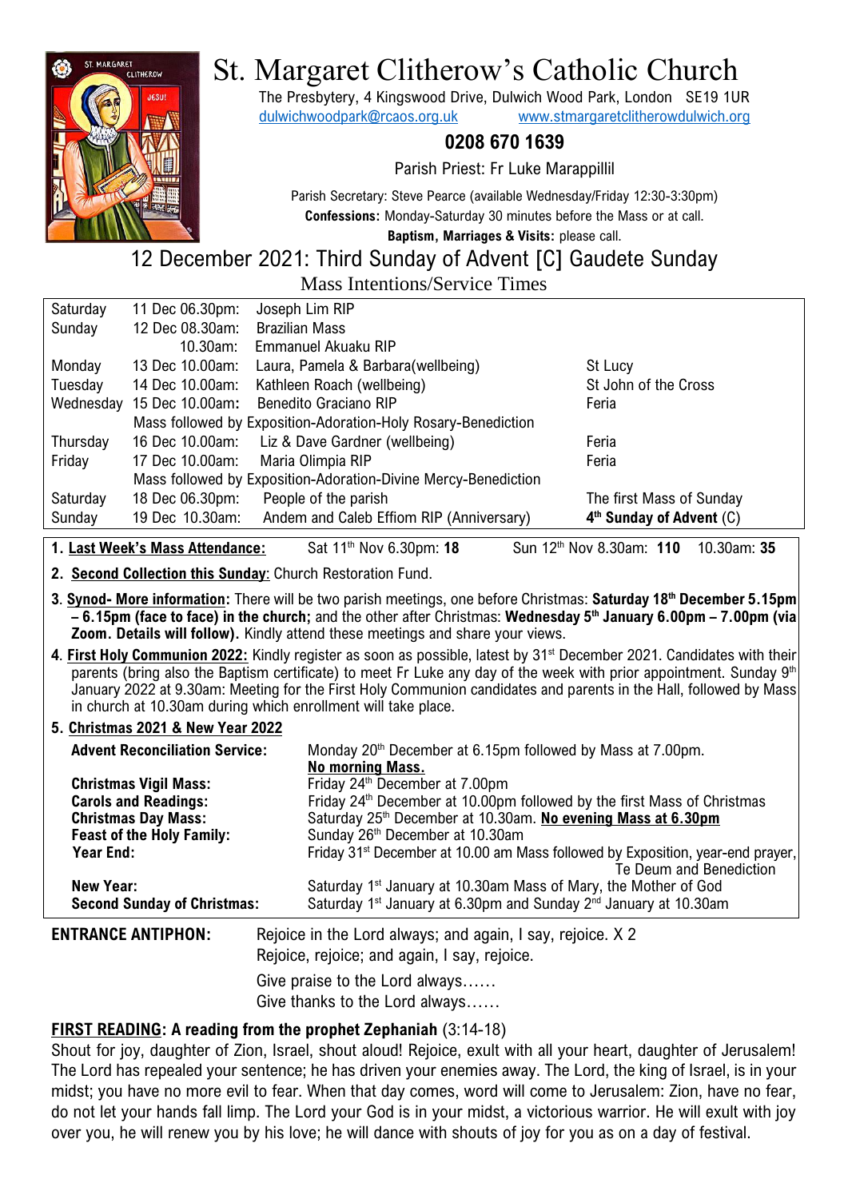# St. Margaret Clitherow's Catholic Church

The Presbytery, 4 Kingswood Drive, Dulwich Wood Park, London SE19 1UR
dulwichwoodpark@rcaos.org.uk www.stmargaretclitherowdulwich.org

**0208 670 1639**

Parish Priest: Fr Luke Marappillil

Parish Secretary: Steve Pearce (available Wednesday/Friday 12:30-3:30pm)
**Confessions:** Monday-Saturday 30 minutes before the Mass or at call.
**Baptism, Marriages & Visits:** please call.

## 12 December 2021: Third Sunday of Advent [C] Gaudete Sunday

### Mass Intentions/Service Times

| | | | |
|---|---|---|---|
| Saturday | 11 Dec 06.30pm: | Joseph Lim RIP | |
| Sunday | 12 Dec 08.30am: | Brazilian Mass | |
| | 10.30am: | Emmanuel Akuaku RIP | |
| Monday | 13 Dec 10.00am: | Laura, Pamela & Barbara(wellbeing) | St Lucy |
| Tuesday | 14 Dec 10.00am: | Kathleen Roach (wellbeing) | St John of the Cross |
| Wednesday | 15 Dec 10.00am: | Benedito Graciano RIP | Feria |
| | Mass followed by Exposition-Adoration-Holy Rosary-Benediction | | |
| Thursday | 16 Dec 10.00am: | Liz & Dave Gardner (wellbeing) | Feria |
| Friday | 17 Dec 10.00am: | Maria Olimpia RIP | Feria |
| | Mass followed by Exposition-Adoration-Divine Mercy-Benediction | | |
| Saturday | 18 Dec 06.30pm: | People of the parish | The first Mass of Sunday |
| Sunday | 19 Dec 10.30am: | Andem and Caleb Effiom RIP (Anniversary) | **4th Sunday of Advent** (C) |

1. **Last Week's Mass Attendance:** Sat 11th Nov 6.30pm: **18** Sun 12th Nov 8.30am: **110** 10.30am: **35**

2. **Second Collection this Sunday**: Church Restoration Fund.

3. **Synod- More information:** There will be two parish meetings, one before Christmas: **Saturday 18th December 5.15pm – 6.15pm (face to face) in the church;** and the other after Christmas: **Wednesday 5th January 6.00pm – 7.00pm (via Zoom. Details will follow).** Kindly attend these meetings and share your views.

4. **First Holy Communion 2022:** Kindly register as soon as possible, latest by 31st December 2021. Candidates with their parents (bring also the Baptism certificate) to meet Fr Luke any day of the week with prior appointment. Sunday 9th January 2022 at 9.30am: Meeting for the First Holy Communion candidates and parents in the Hall, followed by Mass in church at 10.30am during which enrollment will take place.

5. **Christmas 2021 & New Year 2022**

| | |
|---|---|
| **Advent Reconciliation Service:** | Monday 20th December at 6.15pm followed by Mass at 7.00pm. **No morning Mass.** |
| **Christmas Vigil Mass:** | Friday 24th December at 7.00pm |
| **Carols and Readings:** | Friday 24th December at 10.00pm followed by the first Mass of Christmas |
| **Christmas Day Mass:** | Saturday 25th December at 10.30am. **No evening Mass at 6.30pm** |
| **Feast of the Holy Family:** | Sunday 26th December at 10.30am |
| **Year End:** | Friday 31st December at 10.00 am Mass followed by Exposition, year-end prayer, Te Deum and Benediction |
| **New Year:** | Saturday 1st January at 10.30am Mass of Mary, the Mother of God |
| **Second Sunday of Christmas:** | Saturday 1st January at 6.30pm and Sunday 2nd January at 10.30am |

**ENTRANCE ANTIPHON:** Rejoice in the Lord always; and again, I say, rejoice. X 2
Rejoice, rejoice; and again, I say, rejoice.

Give praise to the Lord always……
Give thanks to the Lord always……

**FIRST READING: A reading from the prophet Zephaniah** (3:14-18)

Shout for joy, daughter of Zion, Israel, shout aloud! Rejoice, exult with all your heart, daughter of Jerusalem! The Lord has repealed your sentence; he has driven your enemies away. The Lord, the king of Israel, is in your midst; you have no more evil to fear. When that day comes, word will come to Jerusalem: Zion, have no fear, do not let your hands fall limp. The Lord your God is in your midst, a victorious warrior. He will exult with joy over you, he will renew you by his love; he will dance with shouts of joy for you as on a day of festival.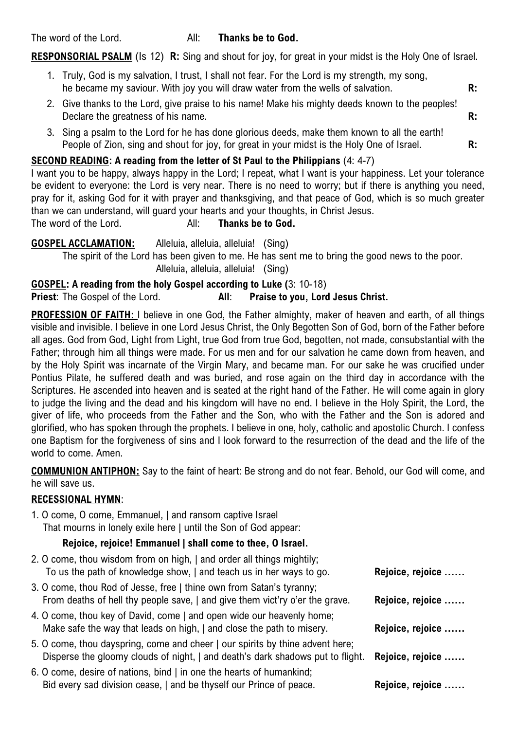The word of the Lord. All: **Thanks be to God.**

**RESPONSORIAL PSALM** (Is 12) **R:** Sing and shout for joy, for great in your midst is the Holy One of Israel.

1. Truly, God is my salvation, I trust, I shall not fear. For the Lord is my strength, my song, he became my saviour. With joy you will draw water from the wells of salvation. **R:**
2. Give thanks to the Lord, give praise to his name! Make his mighty deeds known to the peoples! Declare the greatness of his name. **R:**
3. Sing a psalm to the Lord for he has done glorious deeds, make them known to all the earth! People of Zion, sing and shout for joy, for great in your midst is the Holy One of Israel. **R:**

**SECOND READING: A reading from the letter of St Paul to the Philippians** (4: 4-7)

I want you to be happy, always happy in the Lord; I repeat, what I want is your happiness. Let your tolerance be evident to everyone: the Lord is very near. There is no need to worry; but if there is anything you need, pray for it, asking God for it with prayer and thanksgiving, and that peace of God, which is so much greater than we can understand, will guard your hearts and your thoughts, in Christ Jesus.

The word of the Lord. All: **Thanks be to God.**

**GOSPEL ACCLAMATION:** Alleluia, alleluia, alleluia! (Sing)

The spirit of the Lord has been given to me. He has sent me to bring the good news to the poor.

Alleluia, alleluia, alleluia! (Sing)

**GOSPEL: A reading from the holy Gospel according to Luke (**3: 10-18)

**Priest**: The Gospel of the Lord. **All**: **Praise to you, Lord Jesus Christ.**

**PROFESSION OF FAITH:** I believe in one God, the Father almighty, maker of heaven and earth, of all things visible and invisible. I believe in one Lord Jesus Christ, the Only Begotten Son of God, born of the Father before all ages. God from God, Light from Light, true God from true God, begotten, not made, consubstantial with the Father; through him all things were made. For us men and for our salvation he came down from heaven, and by the Holy Spirit was incarnate of the Virgin Mary, and became man. For our sake he was crucified under Pontius Pilate, he suffered death and was buried, and rose again on the third day in accordance with the Scriptures. He ascended into heaven and is seated at the right hand of the Father. He will come again in glory to judge the living and the dead and his kingdom will have no end. I believe in the Holy Spirit, the Lord, the giver of life, who proceeds from the Father and the Son, who with the Father and the Son is adored and glorified, who has spoken through the prophets. I believe in one, holy, catholic and apostolic Church. I confess one Baptism for the forgiveness of sins and I look forward to the resurrection of the dead and the life of the world to come. Amen.

**COMMUNION ANTIPHON:** Say to the faint of heart: Be strong and do not fear. Behold, our God will come, and he will save us.

**RECESSIONAL HYMN**:

1. O come, O come, Emmanuel, | and ransom captive Israel
   That mourns in lonely exile here | until the Son of God appear:

   **Rejoice, rejoice! Emmanuel | shall come to thee, O Israel.**

2. O come, thou wisdom from on high, | and order all things mightily;
   To us the path of knowledge show, | and teach us in her ways to go. **Rejoice, rejoice ……**
3. O come, thou Rod of Jesse, free | thine own from Satan's tyranny;
   From deaths of hell thy people save, | and give them vict'ry o'er the grave. **Rejoice, rejoice ……**
4. O come, thou key of David, come | and open wide our heavenly home;
   Make safe the way that leads on high, | and close the path to misery. **Rejoice, rejoice ……**
5. O come, thou dayspring, come and cheer | our spirits by thine advent here;
   Disperse the gloomy clouds of night, | and death's dark shadows put to flight. **Rejoice, rejoice ……**
6. O come, desire of nations, bind | in one the hearts of humankind;
   Bid every sad division cease, | and be thyself our Prince of peace. **Rejoice, rejoice ……**